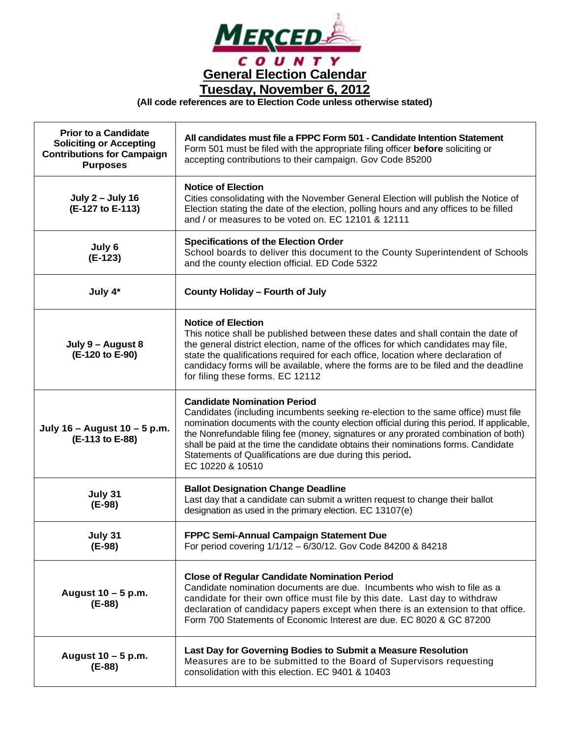# MERCED COUNTY

## General Election Calendar

## Tuesday, November 6, 2012

**(All code references are to Election Code unless otherwise stated)**

| Date | Event |
|---|---|
| **Prior to a Candidate Soliciting or Accepting Contributions for Campaign Purposes** | **All candidates must file a FPPC Form 501 - Candidate Intention Statement** Form 501 must be filed with the appropriate filing officer **before** soliciting or accepting contributions to their campaign. Gov Code 85200 |
| **July 2 – July 16 (E-127 to E-113)** | **Notice of Election** Cities consolidating with the November General Election will publish the Notice of Election stating the date of the election, polling hours and any offices to be filled and / or measures to be voted on. EC 12101 & 12111 |
| **July 6 (E-123)** | **Specifications of the Election Order** School boards to deliver this document to the County Superintendent of Schools and the county election official. ED Code 5322 |
| **July 4*** | **County Holiday – Fourth of July** |
| **July 9 – August 8 (E-120 to E-90)** | **Notice of Election** This notice shall be published between these dates and shall contain the date of the general district election, name of the offices for which candidates may file, state the qualifications required for each office, location where declaration of candidacy forms will be available, where the forms are to be filed and the deadline for filing these forms. EC 12112 |
| **July 16 – August 10 – 5 p.m. (E-113 to E-88)** | **Candidate Nomination Period** Candidates (including incumbents seeking re-election to the same office) must file nomination documents with the county election official during this period. If applicable, the Nonrefundable filing fee (money, signatures or any prorated combination of both) shall be paid at the time the candidate obtains their nominations forms. Candidate Statements of Qualifications are due during this period. EC 10220 & 10510 |
| **July 31 (E-98)** | **Ballot Designation Change Deadline** Last day that a candidate can submit a written request to change their ballot designation as used in the primary election. EC 13107(e) |
| **July 31 (E-98)** | **FPPC Semi-Annual Campaign Statement Due** For period covering 1/1/12 – 6/30/12. Gov Code 84200 & 84218 |
| **August 10 – 5 p.m. (E-88)** | **Close of Regular Candidate Nomination Period** Candidate nomination documents are due. Incumbents who wish to file as a candidate for their own office must file by this date. Last day to withdraw declaration of candidacy papers except when there is an extension to that office. Form 700 Statements of Economic Interest are due. EC 8020 & GC 87200 |
| **August 10 – 5 p.m. (E-88)** | **Last Day for Governing Bodies to Submit a Measure Resolution** Measures are to be submitted to the Board of Supervisors requesting consolidation with this election. EC 9401 & 10403 |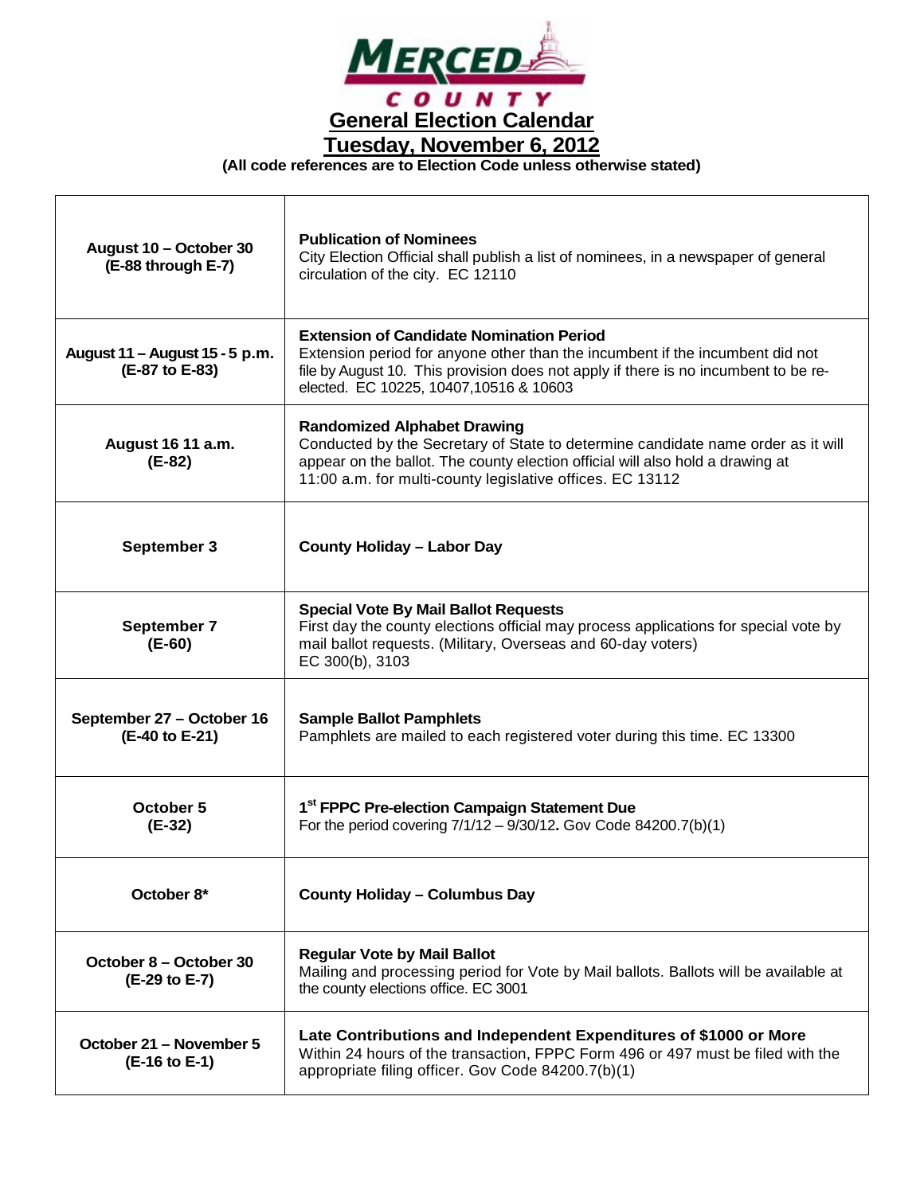MERCED COUNTY

# General Election Calendar

## Tuesday, November 6, 2012

**(All code references are to Election Code unless otherwise stated)**

| | |
|---|---|
| **August 10 – October 30 (E-88 through E-7)** | **Publication of Nominees** City Election Official shall publish a list of nominees, in a newspaper of general circulation of the city. EC 12110 |
| **August 11 – August 15 - 5 p.m. (E-87 to E-83)** | **Extension of Candidate Nomination Period** Extension period for anyone other than the incumbent if the incumbent did not file by August 10. This provision does not apply if there is no incumbent to be re-elected. EC 10225, 10407,10516 & 10603 |
| **August 16 11 a.m. (E-82)** | **Randomized Alphabet Drawing** Conducted by the Secretary of State to determine candidate name order as it will appear on the ballot. The county election official will also hold a drawing at 11:00 a.m. for multi-county legislative offices. EC 13112 |
| **September 3** | **County Holiday – Labor Day** |
| **September 7 (E-60)** | **Special Vote By Mail Ballot Requests** First day the county elections official may process applications for special vote by mail ballot requests. (Military, Overseas and 60-day voters) EC 300(b), 3103 |
| **September 27 – October 16 (E-40 to E-21)** | **Sample Ballot Pamphlets** Pamphlets are mailed to each registered voter during this time. EC 13300 |
| **October 5 (E-32)** | **1st FPPC Pre-election Campaign Statement Due** For the period covering 7/1/12 – 9/30/12**.** Gov Code 84200.7(b)(1) |
| **October 8*** | **County Holiday – Columbus Day** |
| **October 8 – October 30 (E-29 to E-7)** | **Regular Vote by Mail Ballot** Mailing and processing period for Vote by Mail ballots. Ballots will be available at the county elections office. EC 3001 |
| **October 21 – November 5 (E-16 to E-1)** | **Late Contributions and Independent Expenditures of $1000 or More** Within 24 hours of the transaction, FPPC Form 496 or 497 must be filed with the appropriate filing officer. Gov Code 84200.7(b)(1) |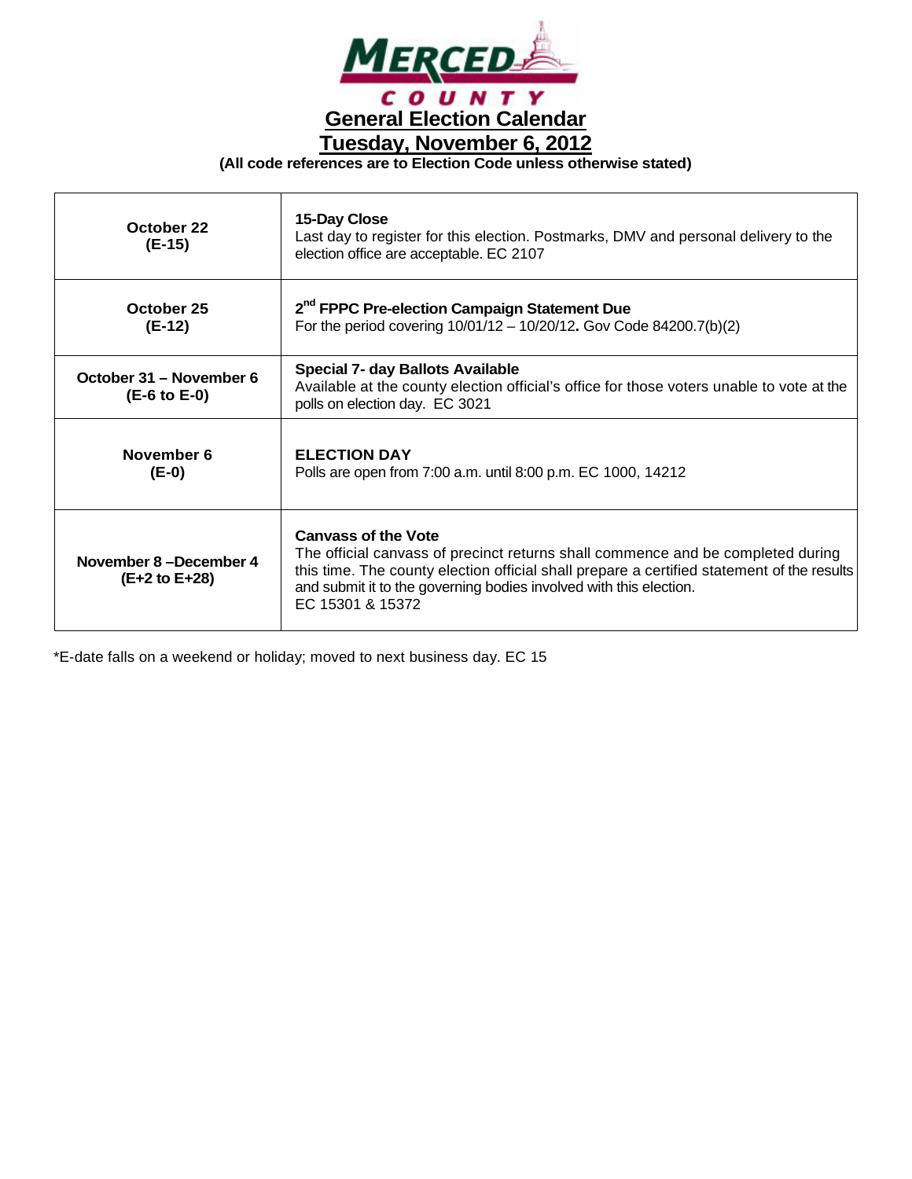# MERCED COUNTY

## General Election Calendar

## Tuesday, November 6, 2012

**(All code references are to Election Code unless otherwise stated)**

| | |
|---|---|
| **October 22 (E-15)** | **15-Day Close**<br>Last day to register for this election. Postmarks, DMV and personal delivery to the election office are acceptable. EC 2107 |
| **October 25 (E-12)** | **2nd FPPC Pre-election Campaign Statement Due**<br>For the period covering 10/01/12 – 10/20/12**.** Gov Code 84200.7(b)(2) |
| **October 31 – November 6 (E-6 to E-0)** | **Special 7- day Ballots Available**<br>Available at the county election official's office for those voters unable to vote at the polls on election day. EC 3021 |
| **November 6 (E-0)** | **ELECTION DAY**<br>Polls are open from 7:00 a.m. until 8:00 p.m. EC 1000, 14212 |
| **November 8 –December 4 (E+2 to E+28)** | **Canvass of the Vote**<br>The official canvass of precinct returns shall commence and be completed during this time. The county election official shall prepare a certified statement of the results and submit it to the governing bodies involved with this election.<br>EC 15301 & 15372 |

*E-date falls on a weekend or holiday; moved to next business day. EC 15